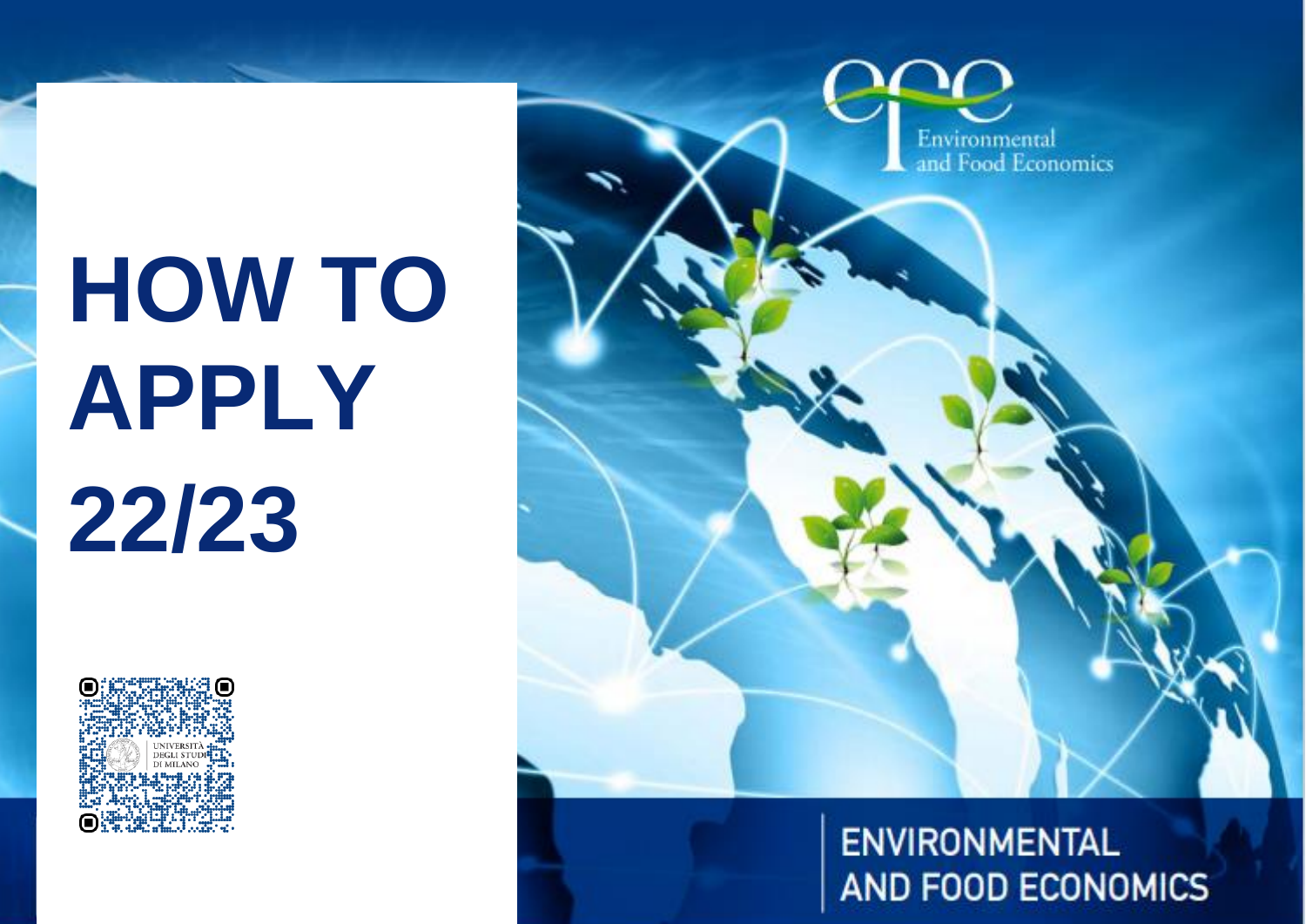# HOW TO APPLY 22/23

efe

Environmental and Food Economics

ENVIRONMENTAL AND FOOD ECONOMICS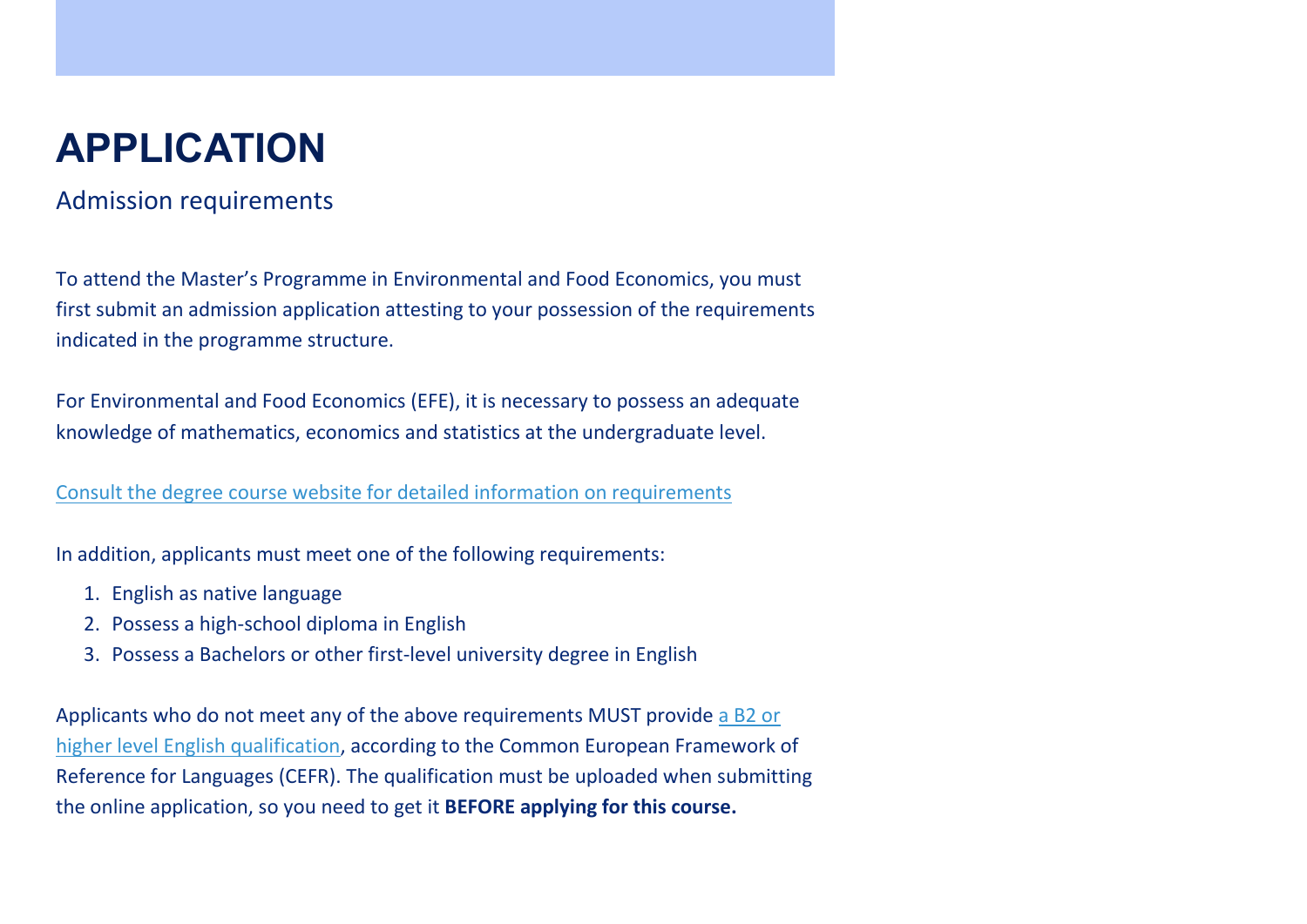# APPLICATION

## Admission requirements

To attend the Master's Programme in Environmental and Food Economics, you must first submit an admission application attesting to your possession of the requirements indicated in the programme structure.

For Environmental and Food Economics (EFE), it is necessary to possess an adequate knowledge of mathematics, economics and statistics at the undergraduate level.

Consult the degree course website for detailed information on requirements

In addition, applicants must meet one of the following requirements:

1. English as native language
2. Possess a high-school diploma in English
3. Possess a Bachelors or other first-level university degree in English

Applicants who do not meet any of the above requirements MUST provide a B2 or higher level English qualification, according to the Common European Framework of Reference for Languages (CEFR). The qualification must be uploaded when submitting the online application, so you need to get it **BEFORE applying for this course.**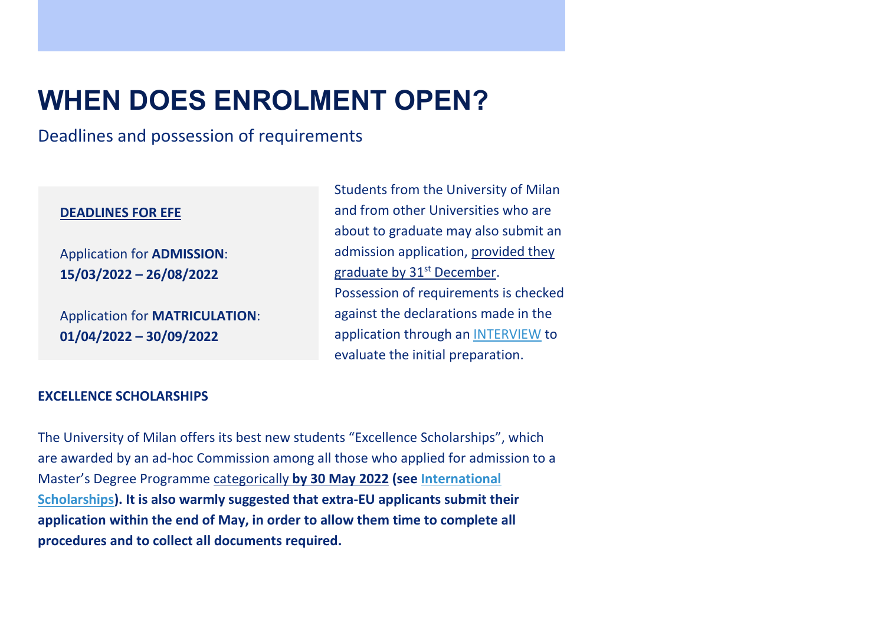# WHEN DOES ENROLMENT OPEN?

Deadlines and possession of requirements

**DEADLINES FOR EFE**

Application for **ADMISSION**:
**15/03/2022 – 26/08/2022**

Application for **MATRICULATION**:
**01/04/2022 – 30/09/2022**

Students from the University of Milan and from other Universities who are about to graduate may also submit an admission application, provided they graduate by 31st December. Possession of requirements is checked against the declarations made in the application through an INTERVIEW to evaluate the initial preparation.

**EXCELLENCE SCHOLARSHIPS**

The University of Milan offers its best new students "Excellence Scholarships", which are awarded by an ad-hoc Commission among all those who applied for admission to a Master's Degree Programme categorically **by 30 May 2022 (see International Scholarships). It is also warmly suggested that extra-EU applicants submit their application within the end of May, in order to allow them time to complete all procedures and to collect all documents required.**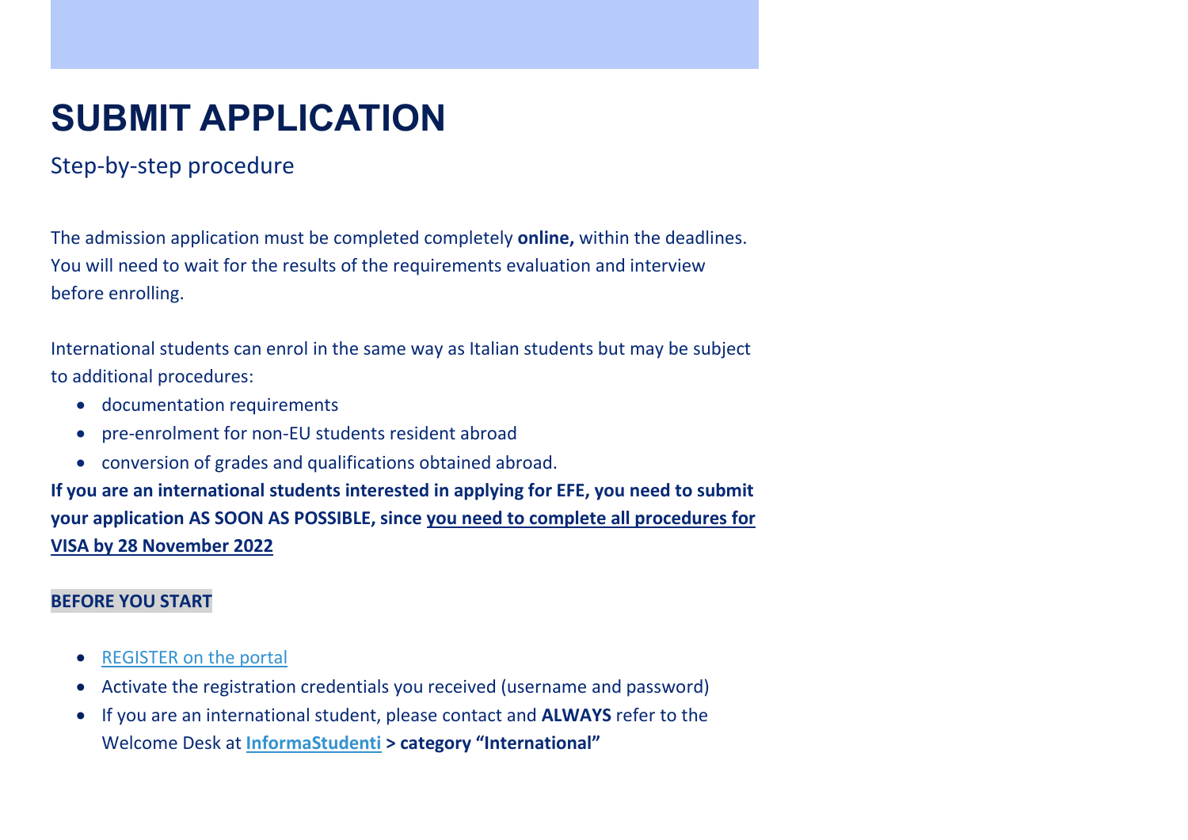# SUBMIT APPLICATION

Step-by-step procedure

The admission application must be completed completely **online,** within the deadlines. You will need to wait for the results of the requirements evaluation and interview before enrolling.

International students can enrol in the same way as Italian students but may be subject to additional procedures:

- documentation requirements
- pre-enrolment for non-EU students resident abroad
- conversion of grades and qualifications obtained abroad.

**If you are an international students interested in applying for EFE, you need to submit your application AS SOON AS POSSIBLE, since <u>you need to complete all procedures for VISA by 28 November 2022</u>**

**BEFORE YOU START**

- REGISTER on the portal
- Activate the registration credentials you received (username and password)
- If you are an international student, please contact and **ALWAYS** refer to the Welcome Desk at **InformaStudenti > category "International"**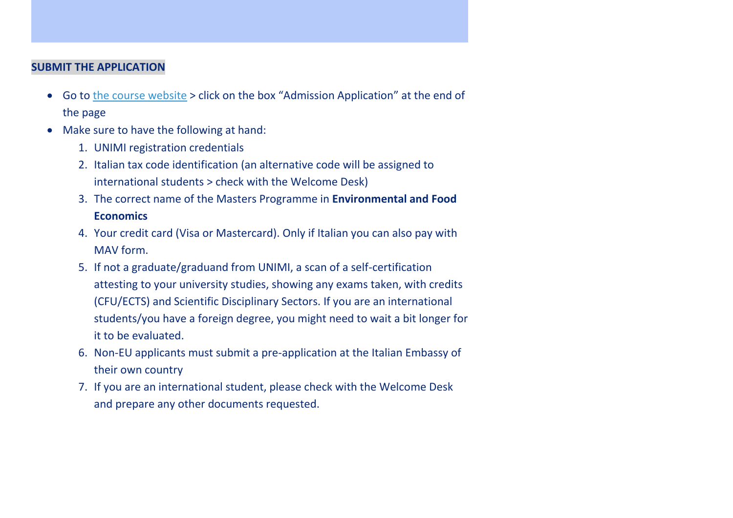## SUBMIT THE APPLICATION

- Go to the course website > click on the box "Admission Application" at the end of the page
- Make sure to have the following at hand:
  1. UNIMI registration credentials
  2. Italian tax code identification (an alternative code will be assigned to international students > check with the Welcome Desk)
  3. The correct name of the Masters Programme in **Environmental and Food Economics**
  4. Your credit card (Visa or Mastercard). Only if Italian you can also pay with MAV form.
  5. If not a graduate/graduand from UNIMI, a scan of a self-certification attesting to your university studies, showing any exams taken, with credits (CFU/ECTS) and Scientific Disciplinary Sectors. If you are an international students/you have a foreign degree, you might need to wait a bit longer for it to be evaluated.
  6. Non-EU applicants must submit a pre-application at the Italian Embassy of their own country
  7. If you are an international student, please check with the Welcome Desk and prepare any other documents requested.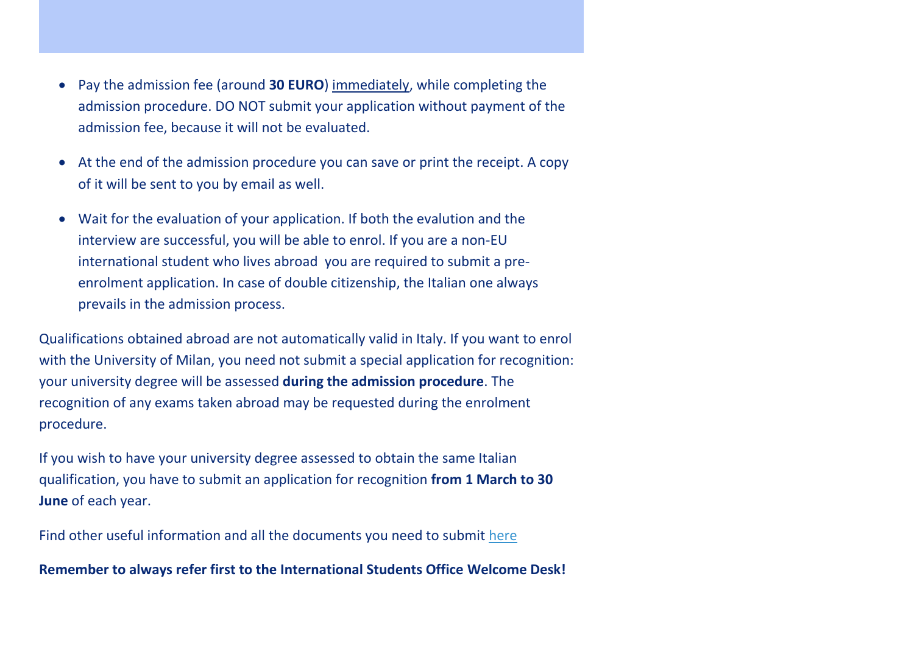- Pay the admission fee (around **30 EURO**) immediately, while completing the admission procedure. DO NOT submit your application without payment of the admission fee, because it will not be evaluated.
- At the end of the admission procedure you can save or print the receipt. A copy of it will be sent to you by email as well.
- Wait for the evaluation of your application. If both the evalution and the interview are successful, you will be able to enrol. If you are a non-EU international student who lives abroad you are required to submit a pre-enrolment application. In case of double citizenship, the Italian one always prevails in the admission process.

Qualifications obtained abroad are not automatically valid in Italy. If you want to enrol with the University of Milan, you need not submit a special application for recognition: your university degree will be assessed **during the admission procedure**. The recognition of any exams taken abroad may be requested during the enrolment procedure.

If you wish to have your university degree assessed to obtain the same Italian qualification, you have to submit an application for recognition **from 1 March to 30 June** of each year.

Find other useful information and all the documents you need to submit here

**Remember to always refer first to the International Students Office Welcome Desk!**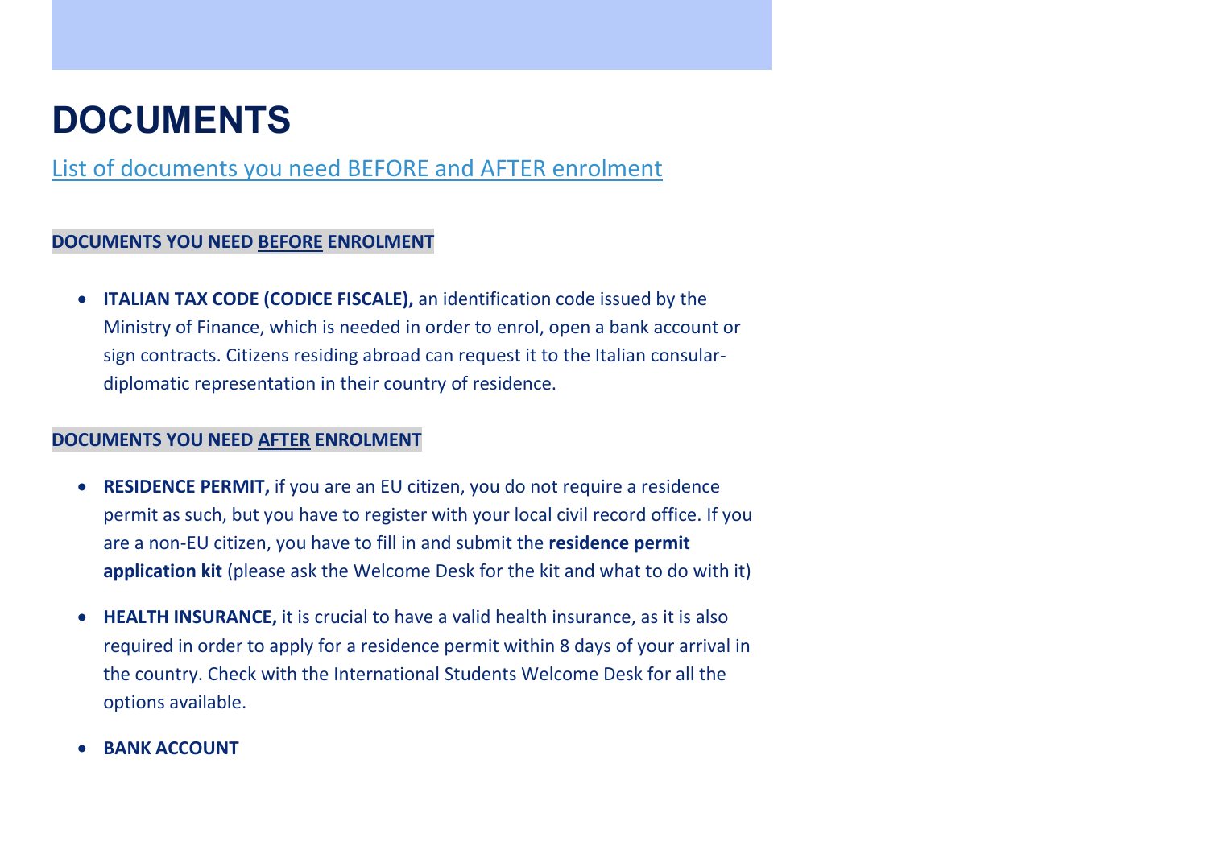# DOCUMENTS

List of documents you need BEFORE and AFTER enrolment

**DOCUMENTS YOU NEED BEFORE ENROLMENT**

- **ITALIAN TAX CODE (CODICE FISCALE),** an identification code issued by the Ministry of Finance, which is needed in order to enrol, open a bank account or sign contracts. Citizens residing abroad can request it to the Italian consular-diplomatic representation in their country of residence.

**DOCUMENTS YOU NEED AFTER ENROLMENT**

- **RESIDENCE PERMIT,** if you are an EU citizen, you do not require a residence permit as such, but you have to register with your local civil record office. If you are a non-EU citizen, you have to fill in and submit the **residence permit application kit** (please ask the Welcome Desk for the kit and what to do with it)
- **HEALTH INSURANCE,** it is crucial to have a valid health insurance, as it is also required in order to apply for a residence permit within 8 days of your arrival in the country. Check with the International Students Welcome Desk for all the options available.
- **BANK ACCOUNT**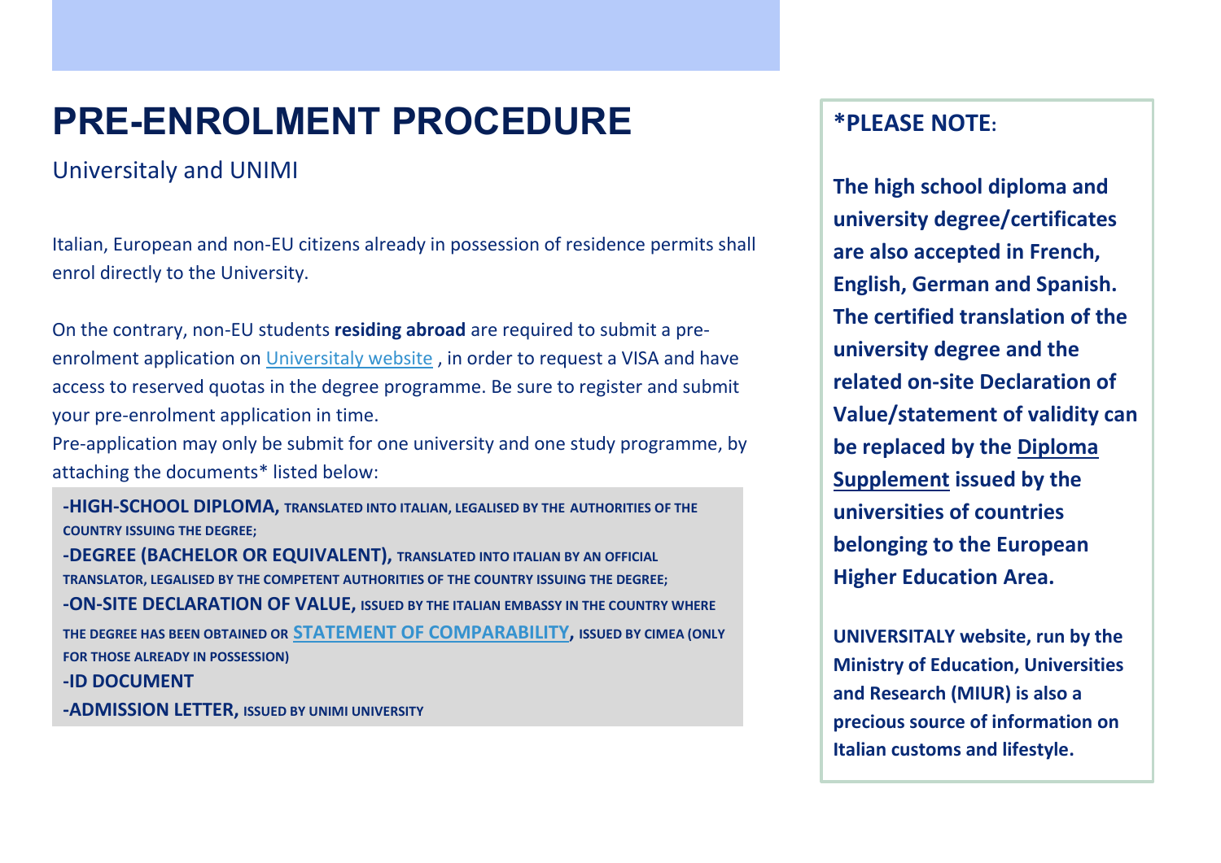# PRE-ENROLMENT PROCEDURE

Universitaly and UNIMI

Italian, European and non-EU citizens already in possession of residence permits shall enrol directly to the University.

On the contrary, non-EU students **residing abroad** are required to submit a pre-enrolment application on [Universitaly website](), in order to request a VISA and have access to reserved quotas in the degree programme. Be sure to register and submit your pre-enrolment application in time.

Pre-application may only be submit for one university and one study programme, by attaching the documents* listed below:

- **HIGH-SCHOOL DIPLOMA,** TRANSLATED INTO ITALIAN, LEGALISED BY THE AUTHORITIES OF THE COUNTRY ISSUING THE DEGREE;
- **DEGREE (BACHELOR OR EQUIVALENT),** TRANSLATED INTO ITALIAN BY AN OFFICIAL TRANSLATOR, LEGALISED BY THE COMPETENT AUTHORITIES OF THE COUNTRY ISSUING THE DEGREE;
- **ON-SITE DECLARATION OF VALUE,** ISSUED BY THE ITALIAN EMBASSY IN THE COUNTRY WHERE THE DEGREE HAS BEEN OBTAINED OR [STATEMENT OF COMPARABILITY](), ISSUED BY CIMEA (ONLY FOR THOSE ALREADY IN POSSESSION)
- **ID DOCUMENT**
- **ADMISSION LETTER,** ISSUED BY UNIMI UNIVERSITY

**\*PLEASE NOTE:**

**The high school diploma and university degree/certificates are also accepted in French, English, German and Spanish. The certified translation of the university degree and the related on-site Declaration of Value/statement of validity can be replaced by the [Diploma Supplement]() issued by the universities of countries belonging to the European Higher Education Area.**

**UNIVERSITALY website, run by the Ministry of Education, Universities and Research (MIUR) is also a precious source of information on Italian customs and lifestyle.**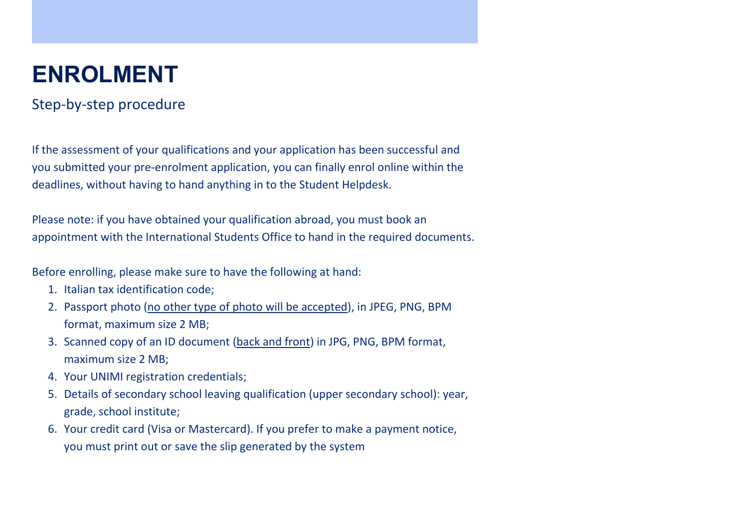# ENROLMENT

Step-by-step procedure

If the assessment of your qualifications and your application has been successful and you submitted your pre-enrolment application, you can finally enrol online within the deadlines, without having to hand anything in to the Student Helpdesk.

Please note: if you have obtained your qualification abroad, you must book an appointment with the International Students Office to hand in the required documents.

Before enrolling, please make sure to have the following at hand:

1. Italian tax identification code;
2. Passport photo (<u>no other type of photo will be accepted</u>), in JPEG, PNG, BPM format, maximum size 2 MB;
3. Scanned copy of an ID document (<u>back and front</u>) in JPG, PNG, BPM format, maximum size 2 MB;
4. Your UNIMI registration credentials;
5. Details of secondary school leaving qualification (upper secondary school): year, grade, school institute;
6. Your credit card (Visa or Mastercard). If you prefer to make a payment notice, you must print out or save the slip generated by the system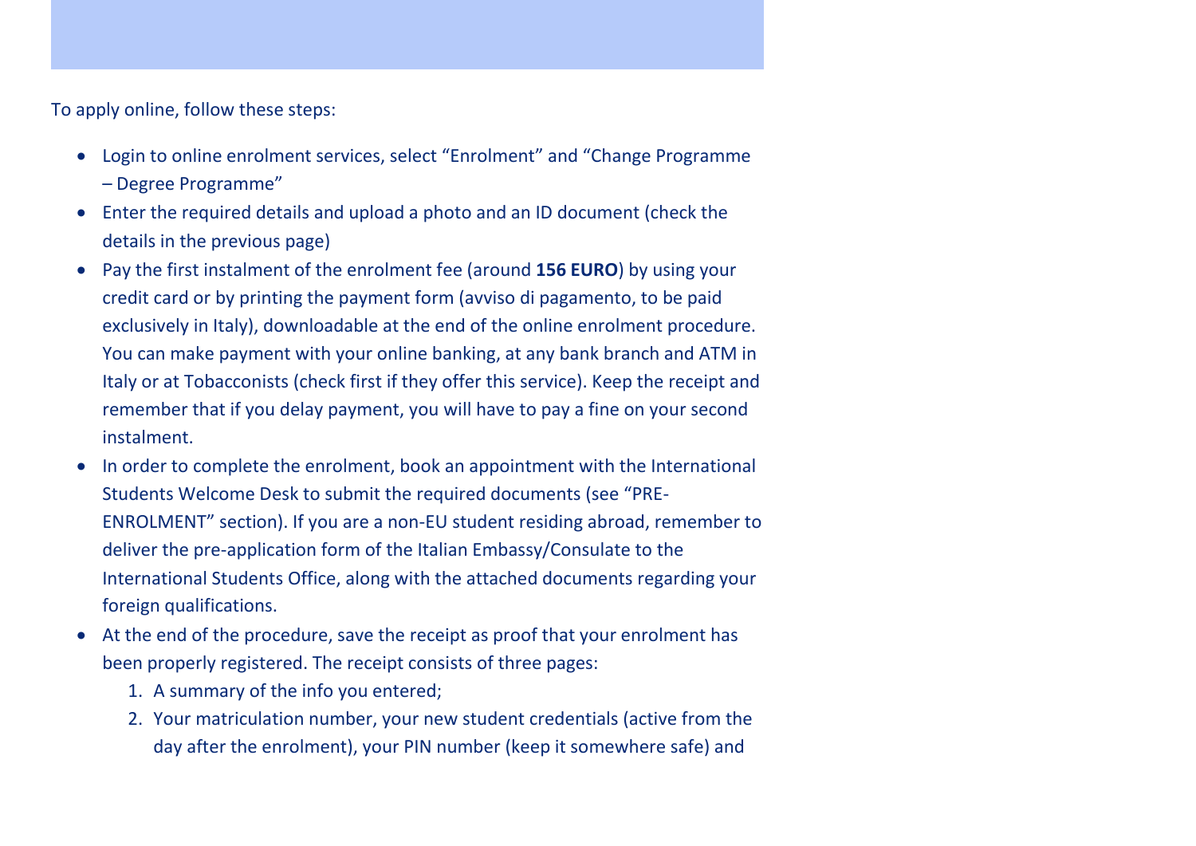To apply online, follow these steps:

- Login to online enrolment services, select "Enrolment" and "Change Programme – Degree Programme"
- Enter the required details and upload a photo and an ID document (check the details in the previous page)
- Pay the first instalment of the enrolment fee (around **156 EURO**) by using your credit card or by printing the payment form (avviso di pagamento, to be paid exclusively in Italy), downloadable at the end of the online enrolment procedure. You can make payment with your online banking, at any bank branch and ATM in Italy or at Tobacconists (check first if they offer this service). Keep the receipt and remember that if you delay payment, you will have to pay a fine on your second instalment.
- In order to complete the enrolment, book an appointment with the International Students Welcome Desk to submit the required documents (see "PRE-ENROLMENT" section). If you are a non-EU student residing abroad, remember to deliver the pre-application form of the Italian Embassy/Consulate to the International Students Office, along with the attached documents regarding your foreign qualifications.
- At the end of the procedure, save the receipt as proof that your enrolment has been properly registered. The receipt consists of three pages:
    1. A summary of the info you entered;
    2. Your matriculation number, your new student credentials (active from the day after the enrolment), your PIN number (keep it somewhere safe) and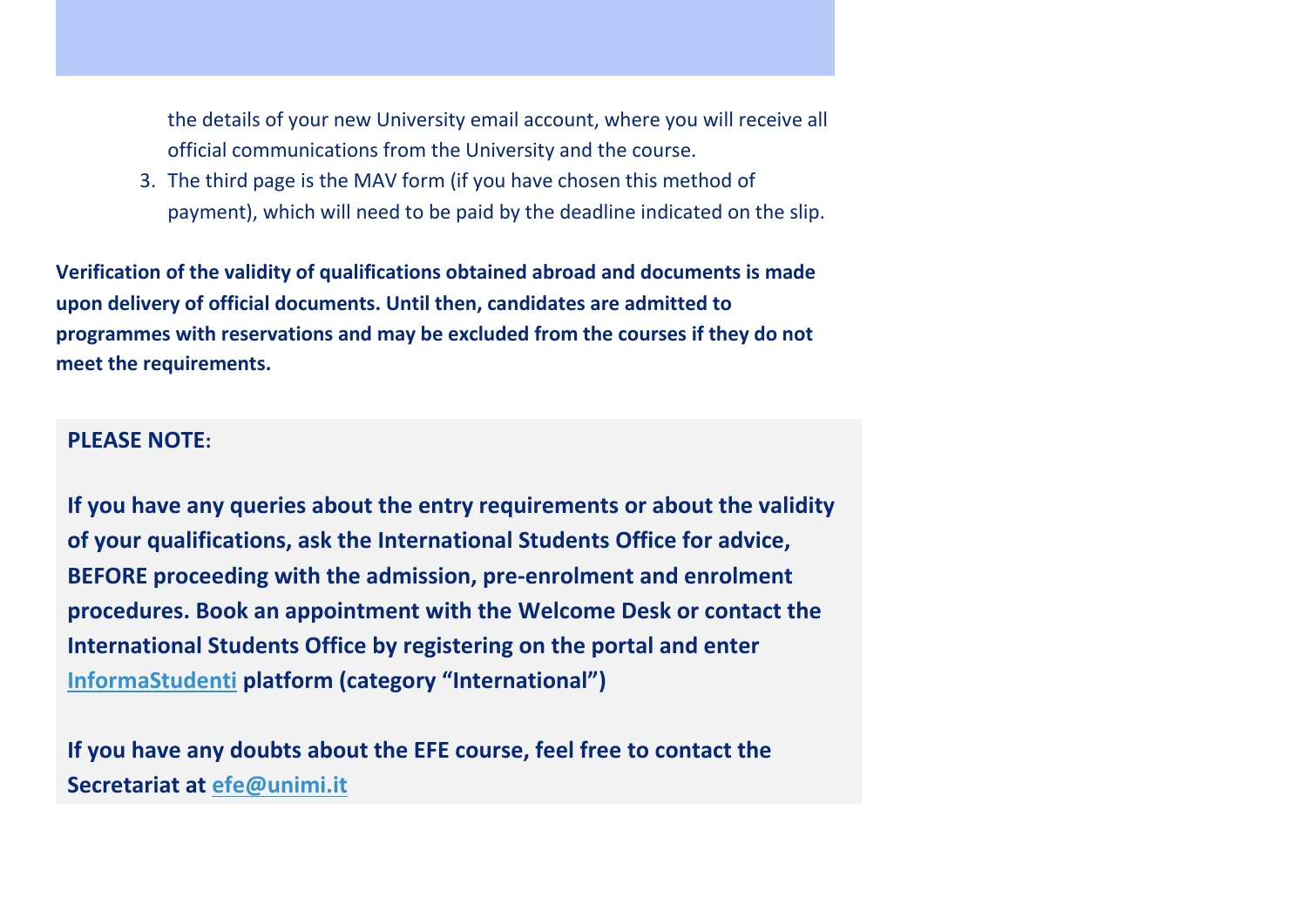the details of your new University email account, where you will receive all official communications from the University and the course.

3. The third page is the MAV form (if you have chosen this method of payment), which will need to be paid by the deadline indicated on the slip.

**Verification of the validity of qualifications obtained abroad and documents is made upon delivery of official documents. Until then, candidates are admitted to programmes with reservations and may be excluded from the courses if they do not meet the requirements.**

**PLEASE NOTE:**

**If you have any queries about the entry requirements or about the validity of your qualifications, ask the International Students Office for advice, BEFORE proceeding with the admission, pre-enrolment and enrolment procedures. Book an appointment with the Welcome Desk or contact the International Students Office by registering on the portal and enter InformaStudenti platform (category "International")**

**If you have any doubts about the EFE course, feel free to contact the Secretariat at efe@unimi.it**